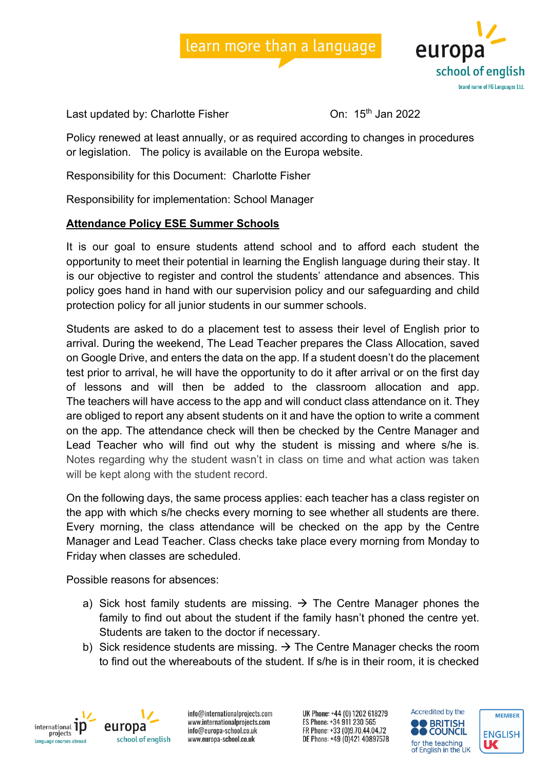Last updated by: Charlotte Fisher On: 15th Jan 2022

Policy renewed at least annually, or as required according to changes in procedures or legislation. The policy is available on the Europa website.

Responsibility for this Document: Charlotte Fisher

Responsibility for implementation: School Manager

## Attendance Policy ESE Summer Schools

It is our goal to ensure students attend school and to afford each student the opportunity to meet their potential in learning the English language during their stay. It is our objective to register and control the students' attendance and absences. This policy goes hand in hand with our supervision policy and our safeguarding and child protection policy for all junior students in our summer schools.

Students are asked to do a placement test to assess their level of English prior to arrival. During the weekend, The Lead Teacher prepares the Class Allocation, saved on Google Drive, and enters the data on the app. If a student doesn't do the placement test prior to arrival, he will have the opportunity to do it after arrival or on the first day of lessons and will then be added to the classroom allocation and app. The teachers will have access to the app and will conduct class attendance on it. They are obliged to report any absent students on it and have the option to write a comment on the app. The attendance check will then be checked by the Centre Manager and Lead Teacher who will find out why the student is missing and where s/he is. Notes regarding why the student wasn't in class on time and what action was taken will be kept along with the student record.

On the following days, the same process applies: each teacher has a class register on the app with which s/he checks every morning to see whether all students are there. Every morning, the class attendance will be checked on the app by the Centre Manager and Lead Teacher. Class checks take place every morning from Monday to Friday when classes are scheduled.

Possible reasons for absences:

a) Sick host family students are missing. → The Centre Manager phones the family to find out about the student if the family hasn't phoned the centre yet. Students are taken to the doctor if necessary.
b) Sick residence students are missing. → The Centre Manager checks the room to find out the whereabouts of the student. If s/he is in their room, it is checked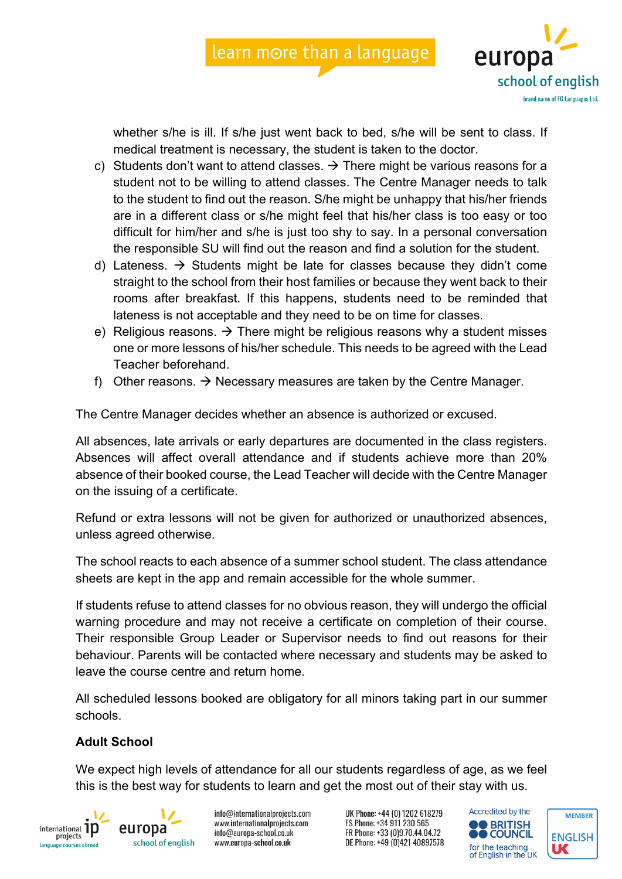whether s/he is ill. If s/he just went back to bed, s/he will be sent to class. If medical treatment is necessary, the student is taken to the doctor.

c) Students don't want to attend classes. → There might be various reasons for a student not to be willing to attend classes. The Centre Manager needs to talk to the student to find out the reason. S/he might be unhappy that his/her friends are in a different class or s/he might feel that his/her class is too easy or too difficult for him/her and s/he is just too shy to say. In a personal conversation the responsible SU will find out the reason and find a solution for the student.
d) Lateness. → Students might be late for classes because they didn't come straight to the school from their host families or because they went back to their rooms after breakfast. If this happens, students need to be reminded that lateness is not acceptable and they need to be on time for classes.
e) Religious reasons. → There might be religious reasons why a student misses one or more lessons of his/her schedule. This needs to be agreed with the Lead Teacher beforehand.
f) Other reasons. → Necessary measures are taken by the Centre Manager.

The Centre Manager decides whether an absence is authorized or excused.

All absences, late arrivals or early departures are documented in the class registers. Absences will affect overall attendance and if students achieve more than 20% absence of their booked course, the Lead Teacher will decide with the Centre Manager on the issuing of a certificate.

Refund or extra lessons will not be given for authorized or unauthorized absences, unless agreed otherwise.

The school reacts to each absence of a summer school student. The class attendance sheets are kept in the app and remain accessible for the whole summer.

If students refuse to attend classes for no obvious reason, they will undergo the official warning procedure and may not receive a certificate on completion of their course. Their responsible Group Leader or Supervisor needs to find out reasons for their behaviour. Parents will be contacted where necessary and students may be asked to leave the course centre and return home.

All scheduled lessons booked are obligatory for all minors taking part in our summer schools.

**Adult School**

We expect high levels of attendance for all our students regardless of age, as we feel this is the best way for students to learn and get the most out of their stay with us.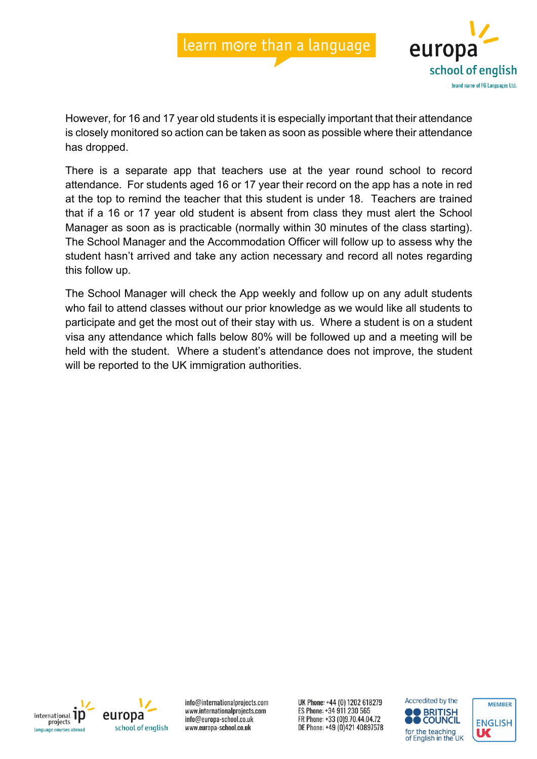However, for 16 and 17 year old students it is especially important that their attendance is closely monitored so action can be taken as soon as possible where their attendance has dropped.

There is a separate app that teachers use at the year round school to record attendance. For students aged 16 or 17 year their record on the app has a note in red at the top to remind the teacher that this student is under 18. Teachers are trained that if a 16 or 17 year old student is absent from class they must alert the School Manager as soon as is practicable (normally within 30 minutes of the class starting). The School Manager and the Accommodation Officer will follow up to assess why the student hasn't arrived and take any action necessary and record all notes regarding this follow up.

The School Manager will check the App weekly and follow up on any adult students who fail to attend classes without our prior knowledge as we would like all students to participate and get the most out of their stay with us. Where a student is on a student visa any attendance which falls below 80% will be followed up and a meeting will be held with the student. Where a student's attendance does not improve, the student will be reported to the UK immigration authorities.